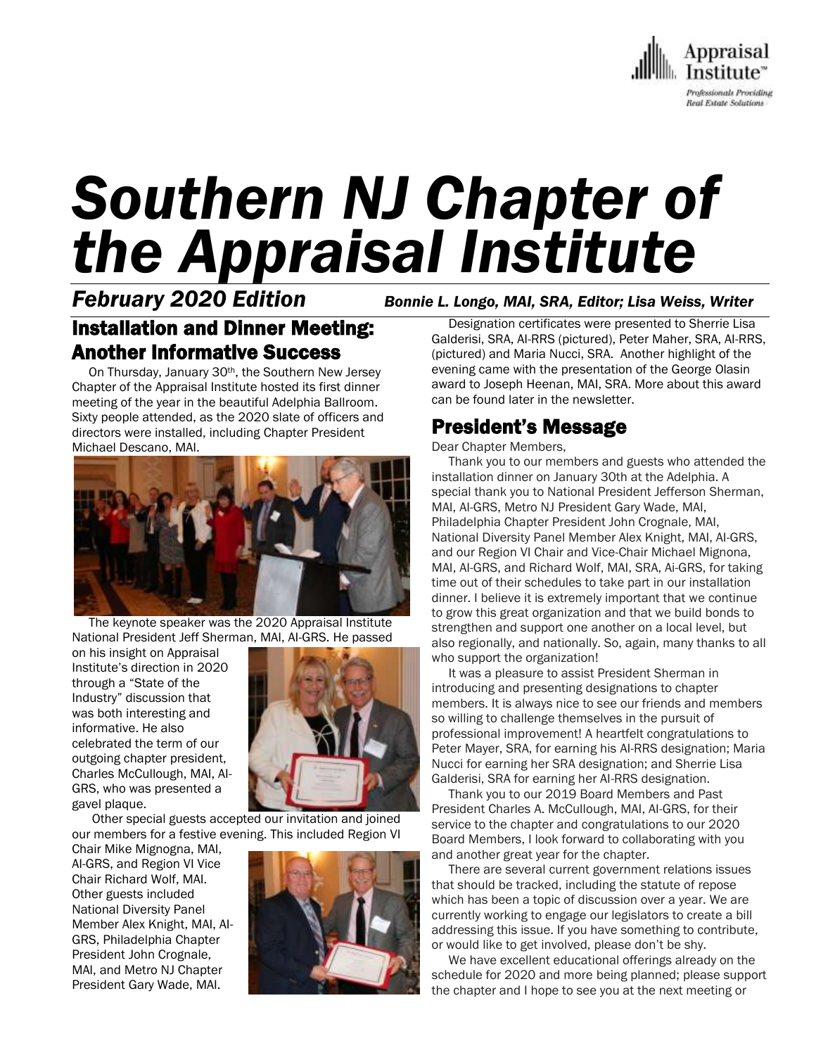# Southern NJ Chapter of the Appraisal Institute

***February 2020 Edition*** *Bonnie L. Longo, MAI, SRA, Editor; Lisa Weiss, Writer*

## Installation and Dinner Meeting: Another Informative Success

On Thursday, January 30th, the Southern New Jersey Chapter of the Appraisal Institute hosted its first dinner meeting of the year in the beautiful Adelphia Ballroom. Sixty people attended, as the 2020 slate of officers and directors were installed, including Chapter President Michael Descano, MAI.

The keynote speaker was the 2020 Appraisal Institute National President Jeff Sherman, MAI, AI-GRS. He passed on his insight on Appraisal Institute's direction in 2020 through a "State of the Industry" discussion that was both interesting and informative. He also celebrated the term of our outgoing chapter president, Charles McCullough, MAI, AI-GRS, who was presented a gavel plaque.

Other special guests accepted our invitation and joined our members for a festive evening. This included Region VI Chair Mike Mignogna, MAI, AI-GRS, and Region VI Vice Chair Richard Wolf, MAI. Other guests included National Diversity Panel Member Alex Knight, MAI, AI-GRS, Philadelphia Chapter President John Crognale, MAI, and Metro NJ Chapter President Gary Wade, MAI.

Designation certificates were presented to Sherrie Lisa Galderisi, SRA, AI-RRS (pictured), Peter Maher, SRA, AI-RRS, (pictured) and Maria Nucci, SRA. Another highlight of the evening came with the presentation of the George Olasin award to Joseph Heenan, MAI, SRA. More about this award can be found later in the newsletter.

## President's Message

Dear Chapter Members,

Thank you to our members and guests who attended the installation dinner on January 30th at the Adelphia. A special thank you to National President Jefferson Sherman, MAI, AI-GRS, Metro NJ President Gary Wade, MAI, Philadelphia Chapter President John Crognale, MAI, National Diversity Panel Member Alex Knight, MAI, AI-GRS, and our Region VI Chair and Vice-Chair Michael Mignona, MAI, AI-GRS, and Richard Wolf, MAI, SRA, Ai-GRS, for taking time out of their schedules to take part in our installation dinner. I believe it is extremely important that we continue to grow this great organization and that we build bonds to strengthen and support one another on a local level, but also regionally, and nationally. So, again, many thanks to all who support the organization!

It was a pleasure to assist President Sherman in introducing and presenting designations to chapter members. It is always nice to see our friends and members so willing to challenge themselves in the pursuit of professional improvement! A heartfelt congratulations to Peter Mayer, SRA, for earning his AI-RRS designation; Maria Nucci for earning her SRA designation; and Sherrie Lisa Galderisi, SRA for earning her AI-RRS designation.

Thank you to our 2019 Board Members and Past President Charles A. McCullough, MAI, AI-GRS, for their service to the chapter and congratulations to our 2020 Board Members, I look forward to collaborating with you and another great year for the chapter.

There are several current government relations issues that should be tracked, including the statute of repose which has been a topic of discussion over a year. We are currently working to engage our legislators to create a bill addressing this issue. If you have something to contribute, or would like to get involved, please don't be shy.

We have excellent educational offerings already on the schedule for 2020 and more being planned; please support the chapter and I hope to see you at the next meeting or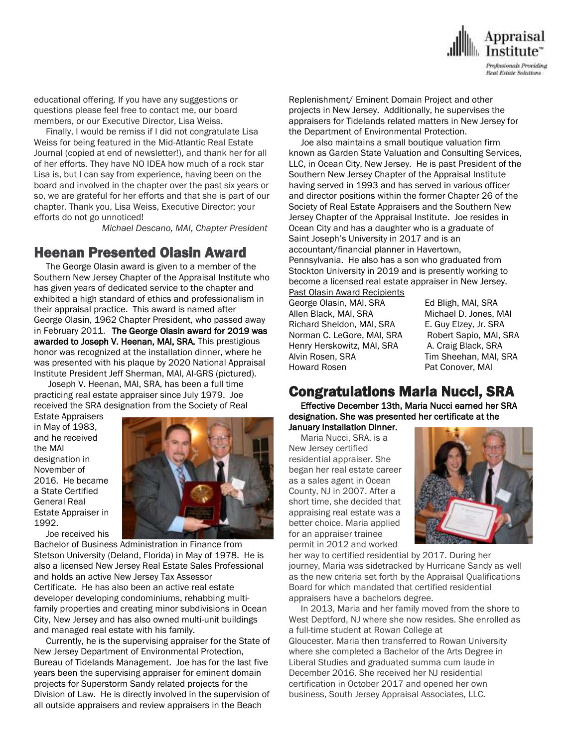educational offering. If you have any suggestions or questions please feel free to contact me, our board members, or our Executive Director, Lisa Weiss.

Finally, I would be remiss if I did not congratulate Lisa Weiss for being featured in the Mid-Atlantic Real Estate Journal (copied at end of newsletter!), and thank her for all of her efforts. They have NO IDEA how much of a rock star Lisa is, but I can say from experience, having been on the board and involved in the chapter over the past six years or so, we are grateful for her efforts and that she is part of our chapter. Thank you, Lisa Weiss, Executive Director; your efforts do not go unnoticed!

*Michael Descano, MAI, Chapter President*

## Heenan Presented Olasin Award

The George Olasin award is given to a member of the Southern New Jersey Chapter of the Appraisal Institute who has given years of dedicated service to the chapter and exhibited a high standard of ethics and professionalism in their appraisal practice. This award is named after George Olasin, 1962 Chapter President, who passed away in February 2011. **The George Olasin award for 2019 was awarded to Joseph V. Heenan, MAI, SRA.** This prestigious honor was recognized at the installation dinner, where he was presented with his plaque by 2020 National Appraisal Institute President Jeff Sherman, MAI, AI-GRS (pictured).

Joseph V. Heenan, MAI, SRA, has been a full time practicing real estate appraiser since July 1979. Joe received the SRA designation from the Society of Real Estate Appraisers in May of 1983, and he received the MAI designation in November of 2016. He became a State Certified General Real Estate Appraiser in 1992.

Joe received his Bachelor of Business Administration in Finance from Stetson University (Deland, Florida) in May of 1978. He is also a licensed New Jersey Real Estate Sales Professional and holds an active New Jersey Tax Assessor Certificate. He has also been an active real estate developer developing condominiums, rehabbing multi-family properties and creating minor subdivisions in Ocean City, New Jersey and has also owned multi-unit buildings and managed real estate with his family.

Currently, he is the supervising appraiser for the State of New Jersey Department of Environmental Protection, Bureau of Tidelands Management. Joe has for the last five years been the supervising appraiser for eminent domain projects for Superstorm Sandy related projects for the Division of Law. He is directly involved in the supervision of all outside appraisers and review appraisers in the Beach Replenishment/ Eminent Domain Project and other projects in New Jersey. Additionally, he supervises the appraisers for Tidelands related matters in New Jersey for the Department of Environmental Protection.

Joe also maintains a small boutique valuation firm known as Garden State Valuation and Consulting Services, LLC, in Ocean City, New Jersey. He is past President of the Southern New Jersey Chapter of the Appraisal Institute having served in 1993 and has served in various officer and director positions within the former Chapter 26 of the Society of Real Estate Appraisers and the Southern New Jersey Chapter of the Appraisal Institute. Joe resides in Ocean City and has a daughter who is a graduate of Saint Joseph's University in 2017 and is an accountant/financial planner in Havertown, Pennsylvania. He also has a son who graduated from Stockton University in 2019 and is presently working to become a licensed real estate appraiser in New Jersey.

Past Olasin Award Recipients

| | |
|---|---|
| George Olasin, MAI, SRA | Ed Bligh, MAI, SRA |
| Allen Black, MAI, SRA | Michael D. Jones, MAI |
| Richard Sheldon, MAI, SRA | E. Guy Elzey, Jr. SRA |
| Norman C. LeGore, MAI, SRA | Robert Sapio, MAI, SRA |
| Henry Herskowitz, MAI, SRA | A. Craig Black, SRA |
| Alvin Rosen, SRA | Tim Sheehan, MAI, SRA |
| Howard Rosen | Pat Conover, MAI |

## Congratulations Maria Nucci, SRA

**Effective December 13th, Maria Nucci earned her SRA designation. She was presented her certificate at the January Installation Dinner.**

Maria Nucci, SRA, is a New Jersey certified residential appraiser. She began her real estate career as a sales agent in Ocean County, NJ in 2007. After a short time, she decided that appraising real estate was a better choice. Maria applied for an appraiser trainee permit in 2012 and worked her way to certified residential by 2017. During her journey, Maria was sidetracked by Hurricane Sandy as well as the new criteria set forth by the Appraisal Qualifications Board for which mandated that certified residential appraisers have a bachelors degree.

In 2013, Maria and her family moved from the shore to West Deptford, NJ where she now resides. She enrolled as a full-time student at Rowan College at Gloucester. Maria then transferred to Rowan University where she completed a Bachelor of the Arts Degree in Liberal Studies and graduated summa cum laude in December 2016. She received her NJ residential certification in October 2017 and opened her own business, South Jersey Appraisal Associates, LLC.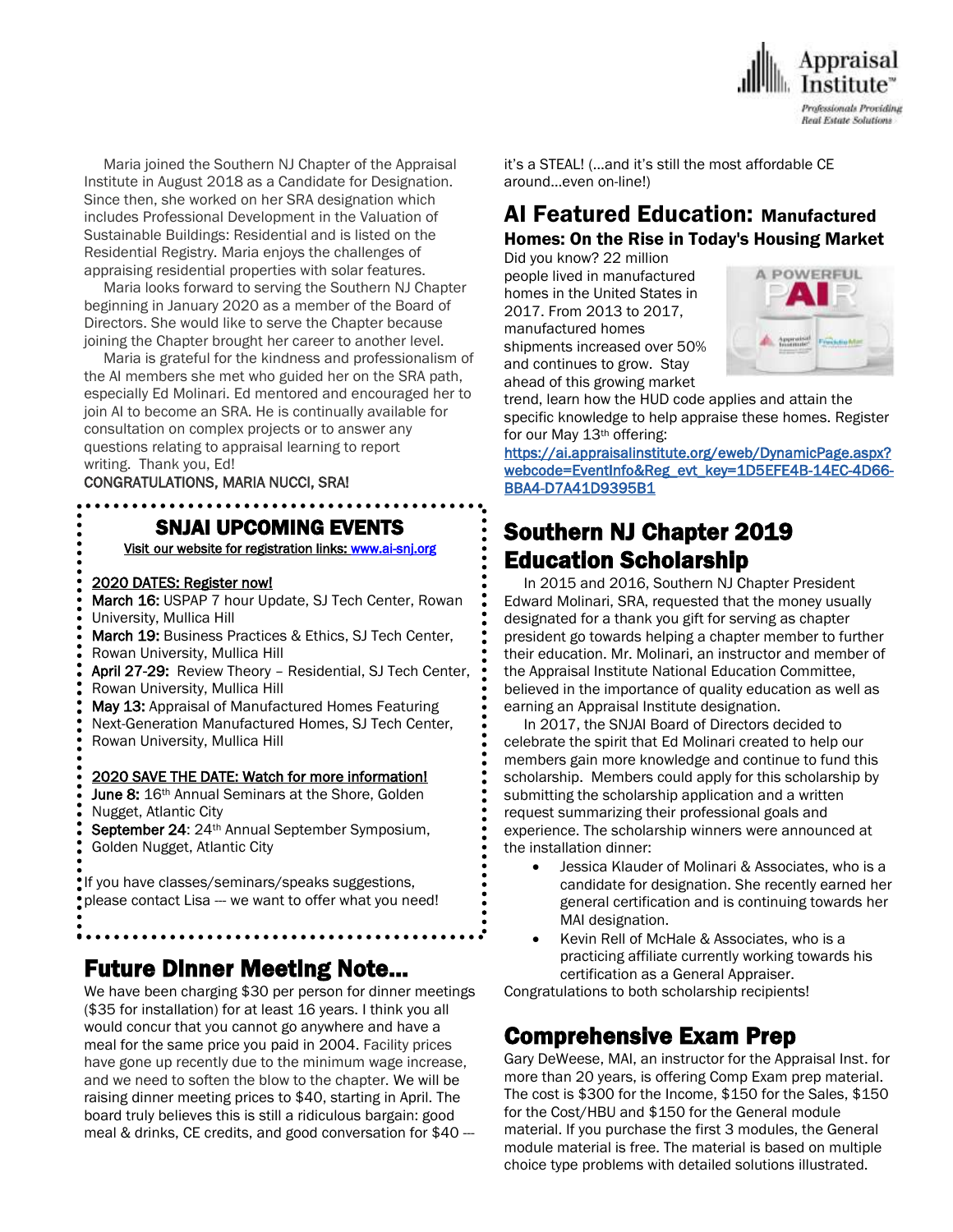Maria joined the Southern NJ Chapter of the Appraisal Institute in August 2018 as a Candidate for Designation. Since then, she worked on her SRA designation which includes Professional Development in the Valuation of Sustainable Buildings: Residential and is listed on the Residential Registry. Maria enjoys the challenges of appraising residential properties with solar features.

Maria looks forward to serving the Southern NJ Chapter beginning in January 2020 as a member of the Board of Directors. She would like to serve the Chapter because joining the Chapter brought her career to another level.

Maria is grateful for the kindness and professionalism of the AI members she met who guided her on the SRA path, especially Ed Molinari. Ed mentored and encouraged her to join AI to become an SRA. He is continually available for consultation on complex projects or to answer any questions relating to appraisal learning to report writing. Thank you, Ed!

CONGRATULATIONS, MARIA NUCCI, SRA!

## SNJAI UPCOMING EVENTS

Visit our website for registration links: www.ai-snj.org

2020 DATES: Register now!

**March 16:** USPAP 7 hour Update, SJ Tech Center, Rowan University, Mullica Hill

**March 19:** Business Practices & Ethics, SJ Tech Center, Rowan University, Mullica Hill

**April 27-29:** Review Theory – Residential, SJ Tech Center, Rowan University, Mullica Hill

**May 13:** Appraisal of Manufactured Homes Featuring Next-Generation Manufactured Homes, SJ Tech Center, Rowan University, Mullica Hill

2020 SAVE THE DATE: Watch for more information!

**June 8:** 16th Annual Seminars at the Shore, Golden Nugget, Atlantic City

**September 24**: 24th Annual September Symposium, Golden Nugget, Atlantic City

If you have classes/seminars/speaks suggestions, please contact Lisa --- we want to offer what you need!

## Future Dinner Meeting Note…

We have been charging $30 per person for dinner meetings ($35 for installation) for at least 16 years. I think you all would concur that you cannot go anywhere and have a meal for the same price you paid in 2004. Facility prices have gone up recently due to the minimum wage increase, and we need to soften the blow to the chapter. We will be raising dinner meeting prices to $40, starting in April. The board truly believes this is still a ridiculous bargain: good meal & drinks, CE credits, and good conversation for $40 --- it's a STEAL! (…and it's still the most affordable CE around…even on-line!)

## AI Featured Education: Manufactured Homes: On the Rise in Today's Housing Market

Did you know? 22 million people lived in manufactured homes in the United States in 2017. From 2013 to 2017, manufactured homes shipments increased over 50% and continues to grow. Stay ahead of this growing market trend, learn how the HUD code applies and attain the specific knowledge to help appraise these homes. Register for our May 13th offering:

https://ai.appraisalinstitute.org/eweb/DynamicPage.aspx?webcode=EventInfo&Reg_evt_key=1D5EFE4B-14EC-4D66-BBA4-D7A41D9395B1

## Southern NJ Chapter 2019 Education Scholarship

In 2015 and 2016, Southern NJ Chapter President Edward Molinari, SRA, requested that the money usually designated for a thank you gift for serving as chapter president go towards helping a chapter member to further their education. Mr. Molinari, an instructor and member of the Appraisal Institute National Education Committee, believed in the importance of quality education as well as earning an Appraisal Institute designation.

In 2017, the SNJAI Board of Directors decided to celebrate the spirit that Ed Molinari created to help our members gain more knowledge and continue to fund this scholarship. Members could apply for this scholarship by submitting the scholarship application and a written request summarizing their professional goals and experience. The scholarship winners were announced at the installation dinner:

- Jessica Klauder of Molinari & Associates, who is a candidate for designation. She recently earned her general certification and is continuing towards her MAI designation.
- Kevin Rell of McHale & Associates, who is a practicing affiliate currently working towards his certification as a General Appraiser.

Congratulations to both scholarship recipients!

## Comprehensive Exam Prep

Gary DeWeese, MAI, an instructor for the Appraisal Inst. for more than 20 years, is offering Comp Exam prep material. The cost is $300 for the Income, $150 for the Sales, $150 for the Cost/HBU and $150 for the General module material. If you purchase the first 3 modules, the General module material is free. The material is based on multiple choice type problems with detailed solutions illustrated.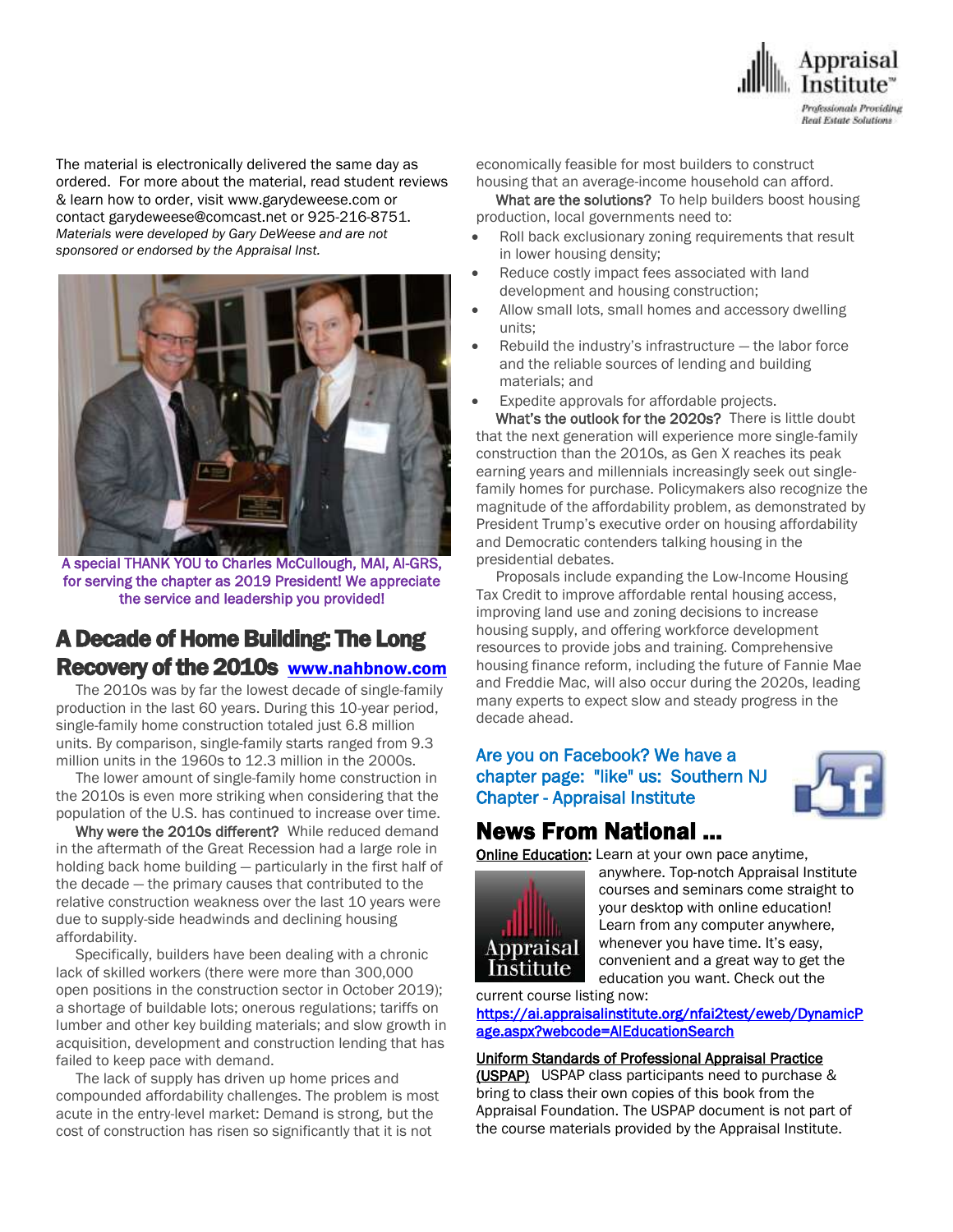The material is electronically delivered the same day as ordered. For more about the material, read student reviews & learn how to order, visit www.garydeweese.com or contact garydeweese@comcast.net or 925-216-8751. *Materials were developed by Gary DeWeese and are not sponsored or endorsed by the Appraisal Inst.*

A special THANK YOU to Charles McCullough, MAI, AI-GRS, for serving the chapter as 2019 President! We appreciate the service and leadership you provided!

## A Decade of Home Building: The Long Recovery of the 2010s [www.nahbnow.com](http://www.nahbnow.com)

The 2010s was by far the lowest decade of single-family production in the last 60 years. During this 10-year period, single-family home construction totaled just 6.8 million units. By comparison, single-family starts ranged from 9.3 million units in the 1960s to 12.3 million in the 2000s.

The lower amount of single-family home construction in the 2010s is even more striking when considering that the population of the U.S. has continued to increase over time.

**Why were the 2010s different?** While reduced demand in the aftermath of the Great Recession had a large role in holding back home building — particularly in the first half of the decade — the primary causes that contributed to the relative construction weakness over the last 10 years were due to supply-side headwinds and declining housing affordability.

Specifically, builders have been dealing with a chronic lack of skilled workers (there were more than 300,000 open positions in the construction sector in October 2019); a shortage of buildable lots; onerous regulations; tariffs on lumber and other key building materials; and slow growth in acquisition, development and construction lending that has failed to keep pace with demand.

The lack of supply has driven up home prices and compounded affordability challenges. The problem is most acute in the entry-level market: Demand is strong, but the cost of construction has risen so significantly that it is not economically feasible for most builders to construct housing that an average-income household can afford.

**What are the solutions?** To help builders boost housing production, local governments need to:

- Roll back exclusionary zoning requirements that result in lower housing density;
- Reduce costly impact fees associated with land development and housing construction;
- Allow small lots, small homes and accessory dwelling units;
- Rebuild the industry's infrastructure — the labor force and the reliable sources of lending and building materials; and
- Expedite approvals for affordable projects.

**What's the outlook for the 2020s?** There is little doubt that the next generation will experience more single-family construction than the 2010s, as Gen X reaches its peak earning years and millennials increasingly seek out single-family homes for purchase. Policymakers also recognize the magnitude of the affordability problem, as demonstrated by President Trump's executive order on housing affordability and Democratic contenders talking housing in the presidential debates.

Proposals include expanding the Low-Income Housing Tax Credit to improve affordable rental housing access, improving land use and zoning decisions to increase housing supply, and offering workforce development resources to provide jobs and training. Comprehensive housing finance reform, including the future of Fannie Mae and Freddie Mac, will also occur during the 2020s, leading many experts to expect slow and steady progress in the decade ahead.

Are you on Facebook? We have a chapter page: "like" us: Southern NJ Chapter - Appraisal Institute

## News From National ...

**Online Education:** Learn at your own pace anytime, anywhere. Top-notch Appraisal Institute courses and seminars come straight to your desktop with online education! Learn from any computer anywhere, whenever you have time. It's easy, convenient and a great way to get the education you want. Check out the current course listing now: [https://ai.appraisalinstitute.org/nfai2test/eweb/DynamicPage.aspx?webcode=AIEducationSearch](https://ai.appraisalinstitute.org/nfai2test/eweb/DynamicPage.aspx?webcode=AIEducationSearch)

**Uniform Standards of Professional Appraisal Practice (USPAP)** USPAP class participants need to purchase & bring to class their own copies of this book from the Appraisal Foundation. The USPAP document is not part of the course materials provided by the Appraisal Institute.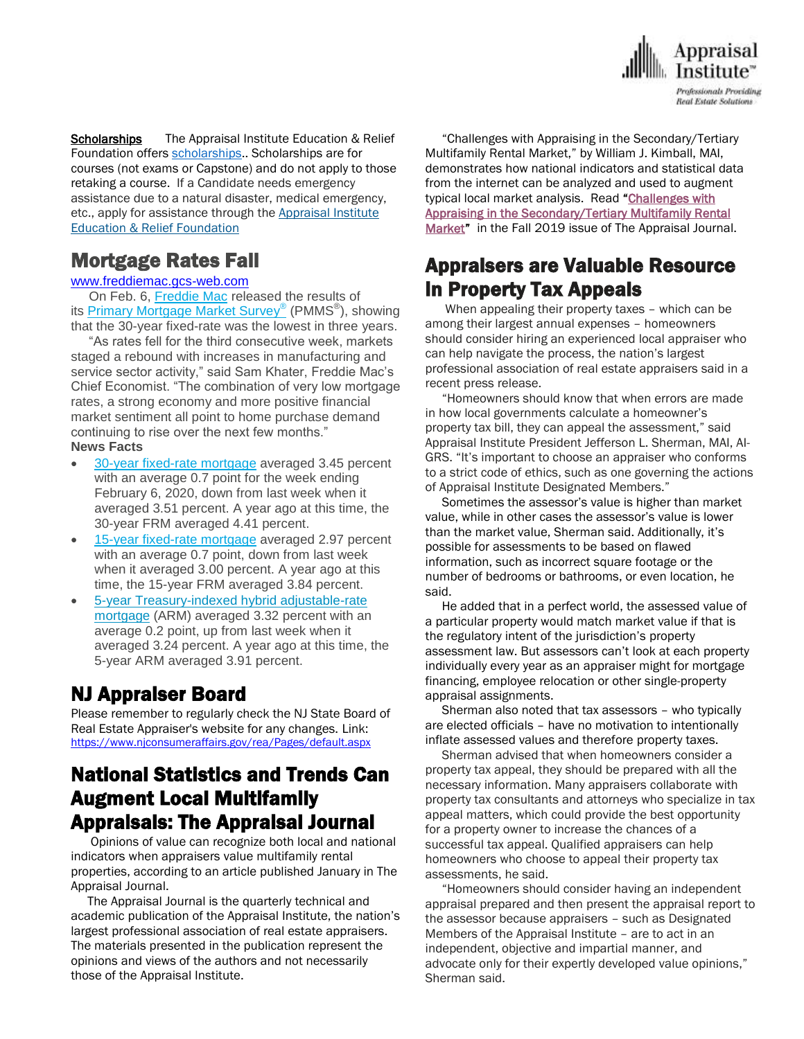**Scholarships** The Appraisal Institute Education & Relief Foundation offers scholarships.. Scholarships are for courses (not exams or Capstone) and do not apply to those retaking a course. If a Candidate needs emergency assistance due to a natural disaster, medical emergency, etc., apply for assistance through the Appraisal Institute Education & Relief Foundation

## Mortgage Rates Fall

www.freddiemac.gcs-web.com

On Feb. 6, Freddie Mac released the results of its Primary Mortgage Market Survey® (PMMS®), showing that the 30-year fixed-rate was the lowest in three years.

"As rates fell for the third consecutive week, markets staged a rebound with increases in manufacturing and service sector activity," said Sam Khater, Freddie Mac's Chief Economist. "The combination of very low mortgage rates, a strong economy and more positive financial market sentiment all point to home purchase demand continuing to rise over the next few months."

**News Facts**

- 30-year fixed-rate mortgage averaged 3.45 percent with an average 0.7 point for the week ending February 6, 2020, down from last week when it averaged 3.51 percent. A year ago at this time, the 30-year FRM averaged 4.41 percent.
- 15-year fixed-rate mortgage averaged 2.97 percent with an average 0.7 point, down from last week when it averaged 3.00 percent. A year ago at this time, the 15-year FRM averaged 3.84 percent.
- 5-year Treasury-indexed hybrid adjustable-rate mortgage (ARM) averaged 3.32 percent with an average 0.2 point, up from last week when it averaged 3.24 percent. A year ago at this time, the 5-year ARM averaged 3.91 percent.

## NJ Appraiser Board

Please remember to regularly check the NJ State Board of Real Estate Appraiser's website for any changes. Link: https://www.njconsumeraffairs.gov/rea/Pages/default.aspx

## National Statistics and Trends Can Augment Local Multifamily Appraisals: The Appraisal Journal

Opinions of value can recognize both local and national indicators when appraisers value multifamily rental properties, according to an article published January in The Appraisal Journal.

The Appraisal Journal is the quarterly technical and academic publication of the Appraisal Institute, the nation's largest professional association of real estate appraisers. The materials presented in the publication represent the opinions and views of the authors and not necessarily those of the Appraisal Institute.

"Challenges with Appraising in the Secondary/Tertiary Multifamily Rental Market," by William J. Kimball, MAI, demonstrates how national indicators and statistical data from the internet can be analyzed and used to augment typical local market analysis. Read **"**Challenges with Appraising in the Secondary/Tertiary Multifamily Rental Market**"** in the Fall 2019 issue of The Appraisal Journal.

## Appraisers are Valuable Resource In Property Tax Appeals

When appealing their property taxes – which can be among their largest annual expenses – homeowners should consider hiring an experienced local appraiser who can help navigate the process, the nation's largest professional association of real estate appraisers said in a recent press release.

"Homeowners should know that when errors are made in how local governments calculate a homeowner's property tax bill, they can appeal the assessment," said Appraisal Institute President Jefferson L. Sherman, MAI, AI-GRS. "It's important to choose an appraiser who conforms to a strict code of ethics, such as one governing the actions of Appraisal Institute Designated Members."

Sometimes the assessor's value is higher than market value, while in other cases the assessor's value is lower than the market value, Sherman said. Additionally, it's possible for assessments to be based on flawed information, such as incorrect square footage or the number of bedrooms or bathrooms, or even location, he said.

He added that in a perfect world, the assessed value of a particular property would match market value if that is the regulatory intent of the jurisdiction's property assessment law. But assessors can't look at each property individually every year as an appraiser might for mortgage financing, employee relocation or other single-property appraisal assignments.

Sherman also noted that tax assessors – who typically are elected officials – have no motivation to intentionally inflate assessed values and therefore property taxes.

Sherman advised that when homeowners consider a property tax appeal, they should be prepared with all the necessary information. Many appraisers collaborate with property tax consultants and attorneys who specialize in tax appeal matters, which could provide the best opportunity for a property owner to increase the chances of a successful tax appeal. Qualified appraisers can help homeowners who choose to appeal their property tax assessments, he said.

"Homeowners should consider having an independent appraisal prepared and then present the appraisal report to the assessor because appraisers – such as Designated Members of the Appraisal Institute – are to act in an independent, objective and impartial manner, and advocate only for their expertly developed value opinions," Sherman said.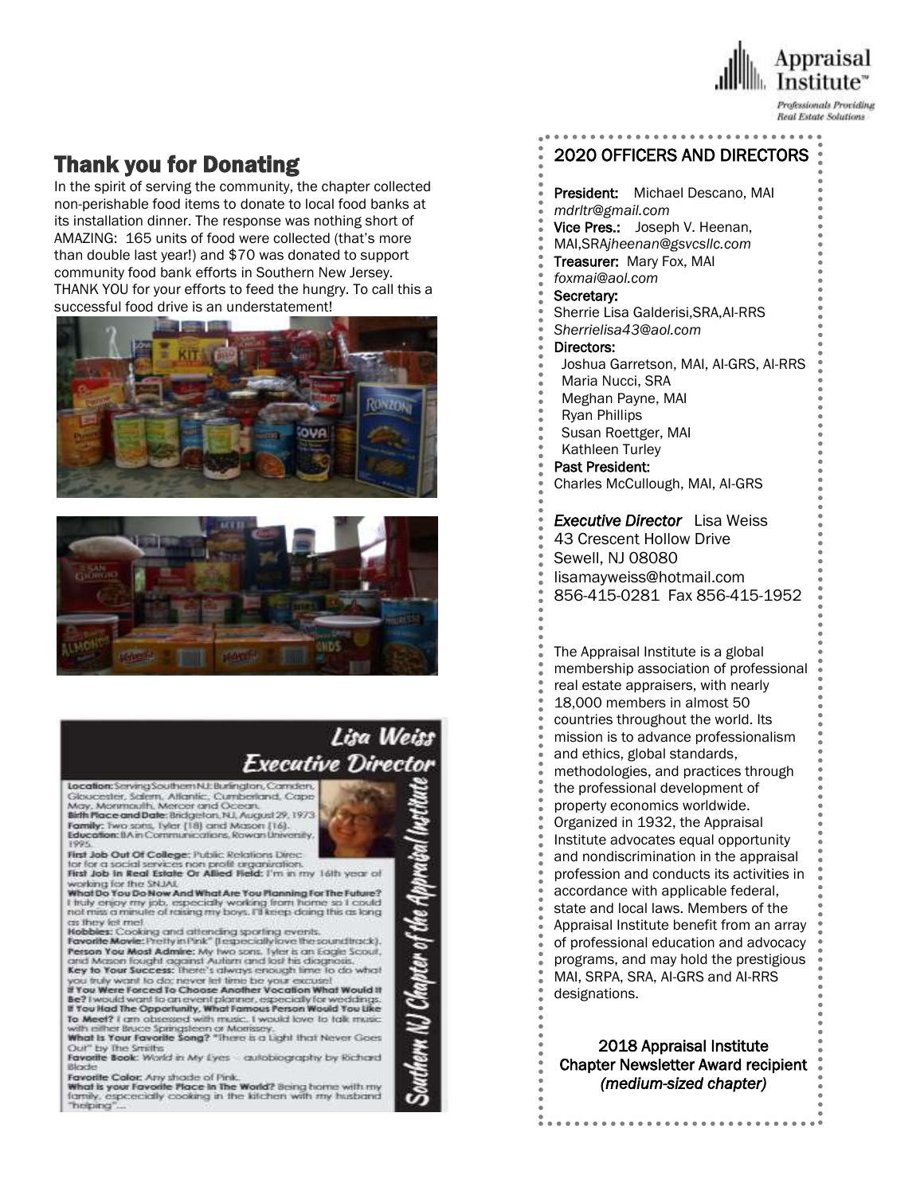# Thank you for Donating

In the spirit of serving the community, the chapter collected non-perishable food items to donate to local food banks at its installation dinner. The response was nothing short of AMAZING: 165 units of food were collected (that's more than double last year!) and $70 was donated to support community food bank efforts in Southern New Jersey. THANK YOU for your efforts to feed the hungry. To call this a successful food drive is an understatement!

## Lisa Weiss
## Executive Director

*Southern NJ Chapter of the Appraisal Institute*

**Location:** Serving Southern NJ: Burlington, Camden, Gloucester, Salem, Atlantic, Cumberland, Cape May, Monmouth, Mercer and Ocean.
**Birth Place and Date:** Bridgeton, NJ, August 29, 1973
**Family:** Two sons, Tyler (18) and Mason (16).
**Education:** BA in Communications, Rowan University, 1995.
**First Job Out Of College:** Public Relations Director for a social services non profit organization.
**First Job In Real Estate Or Allied Field:** I'm in my 16th year of working for the SNJAI.
**What Do You Do Now And What Are You Planning For The Future?** I truly enjoy my job, especially working from home so I could not miss a minute of raising my boys. I'll keep doing this as long as they let me!
**Hobbies:** Cooking and attending sporting events.
**Favorite Movie:** Pretty in Pink" (especially love the soundtrack).
**Person You Most Admire:** My two sons. Tyler is an Eagle Scout, and Mason fought against Autism and lost his diagnosis.
**Key to Your Success:** There's always enough time to do what you truly want to do; never let time be your excuse!
**If You Were Forced To Choose Another Vocation What Would It Be?** I would want to an event planner, especially for weddings.
**If You Had The Opportunity, What Famous Person Would You Like To Meet?** I am obsessed with music. I would love to talk music with either Bruce Springsteen or Morrissey.
**What Is Your Favorite Song?** "There is a Light that Never Goes Out" by The Smiths
**Favorite Book:** World in My Eyes – autobiography by Richard Blade
**Favorite Color:** Any shade of Pink.
**What is your Favorite Place in The World?** Being home with my family, espcecially cooking in the kitchen with my husband "helping"....

## 2020 OFFICERS AND DIRECTORS

**President:** Michael Descano, MAI
*mdrltr@gmail.com*
**Vice Pres.:** Joseph V. Heenan, MAI,SRA*jheenan@gsvcsllc.com*
**Treasurer:** Mary Fox, MAI
*foxmai@aol.com*
**Secretary:**
Sherrie Lisa Galderisi,SRA,AI-RRS
*Sherrielisa43@aol.com*
**Directors:**
Joshua Garretson, MAI, AI-GRS, AI-RRS
Maria Nucci, SRA
Meghan Payne, MAI
Ryan Phillips
Susan Roettger, MAI
Kathleen Turley
**Past President:**
Charles McCullough, MAI, AI-GRS

***Executive Director*** Lisa Weiss
43 Crescent Hollow Drive
Sewell, NJ 08080
lisamayweiss@hotmail.com
856-415-0281 Fax 856-415-1952

The Appraisal Institute is a global membership association of professional real estate appraisers, with nearly 18,000 members in almost 50 countries throughout the world. Its mission is to advance professionalism and ethics, global standards, methodologies, and practices through the professional development of property economics worldwide. Organized in 1932, the Appraisal Institute advocates equal opportunity and nondiscrimination in the appraisal profession and conducts its activities in accordance with applicable federal, state and local laws. Members of the Appraisal Institute benefit from an array of professional education and advocacy programs, and may hold the prestigious MAI, SRPA, SRA, AI-GRS and AI-RRS designations.

2018 Appraisal Institute
Chapter Newsletter Award recipient
*(medium-sized chapter)*